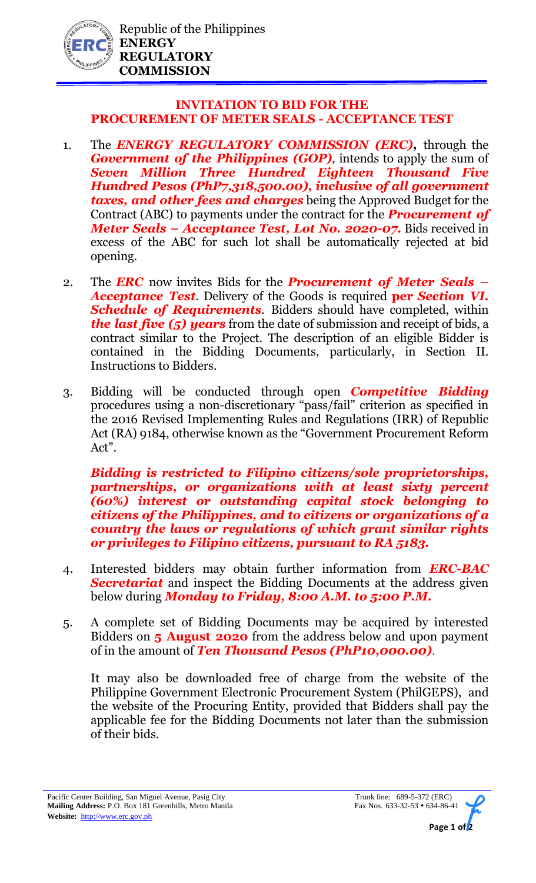Republic of the Philippines
**ENERGY REGULATORY COMMISSION**

## INVITATION TO BID FOR THE PROCUREMENT OF METER SEALS - ACCEPTANCE TEST

1. The ***ENERGY REGULATORY COMMISSION (ERC),*** through the ***Government of the Philippines (GOP),*** intends to apply the sum of ***Seven Million Three Hundred Eighteen Thousand Five Hundred Pesos (PhP7,318,500.00), inclusive of all government taxes, and other fees and charges*** being the Approved Budget for the Contract (ABC) to payments under the contract for the ***Procurement of Meter Seals – Acceptance Test, Lot No. 2020-07.*** Bids received in excess of the ABC for such lot shall be automatically rejected at bid opening.

2. The ***ERC*** now invites Bids for the ***Procurement of Meter Seals – Acceptance Test***. Delivery of the Goods is required **per** ***Section VI. Schedule of Requirements***. Bidders should have completed, within ***the last five (5) years*** from the date of submission and receipt of bids, a contract similar to the Project. The description of an eligible Bidder is contained in the Bidding Documents, particularly, in Section II. Instructions to Bidders.

3. Bidding will be conducted through open ***Competitive Bidding*** procedures using a non-discretionary "pass/fail" criterion as specified in the 2016 Revised Implementing Rules and Regulations (IRR) of Republic Act (RA) 9184, otherwise known as the "Government Procurement Reform Act".

   ***Bidding is restricted to Filipino citizens/sole proprietorships, partnerships, or organizations with at least sixty percent (60%) interest or outstanding capital stock belonging to citizens of the Philippines, and to citizens or organizations of a country the laws or regulations of which grant similar rights or privileges to Filipino citizens, pursuant to RA 5183.***

4. Interested bidders may obtain further information from ***ERC-BAC Secretariat*** and inspect the Bidding Documents at the address given below during ***Monday to Friday, 8:00 A.M. to 5:00 P.M.***

5. A complete set of Bidding Documents may be acquired by interested Bidders on **5 August 2020** from the address below and upon payment of in the amount of ***Ten Thousand Pesos (PhP10,000.00)***.

   It may also be downloaded free of charge from the website of the Philippine Government Electronic Procurement System (PhilGEPS), and the website of the Procuring Entity, provided that Bidders shall pay the applicable fee for the Bidding Documents not later than the submission of their bids.

Pacific Center Building, San Miguel Avenue, Pasig City
**Mailing Address:** P.O. Box 181 Greenhills, Metro Manila
**Website:** http://www.erc.gov.ph

Trunk line: 689-5-372 (ERC)
Fax Nos. 633-32-53 • 634-86-41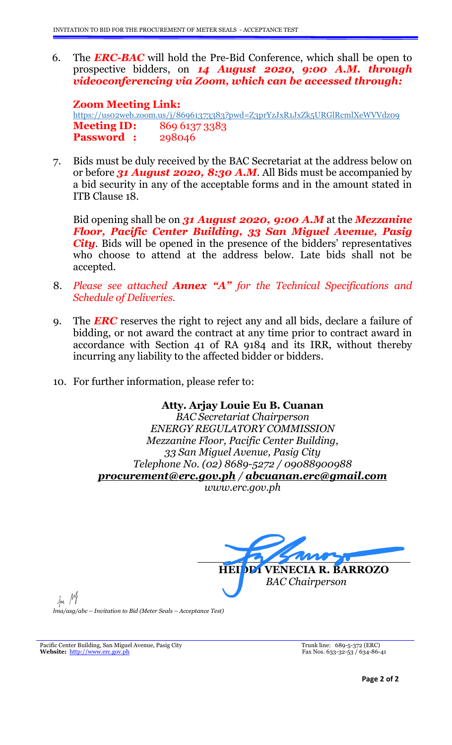6. The ***ERC-BAC*** will hold the Pre-Bid Conference, which shall be open to prospective bidders, on ***14 August 2020***, ***9:00 A.M. through videoconferencing via Zoom, which can be accessed through:***

   **Zoom Meeting Link:**
   https://us02web.zoom.us/j/86961373383?pwd=Z3prYzJxR1JxZk5URGlRcmlXeWVVdz09
   **Meeting ID:** 869 6137 3383
   **Password :** 298046

7. Bids must be duly received by the BAC Secretariat at the address below on or before ***31 August 2020, 8:30 A.M***. All Bids must be accompanied by a bid security in any of the acceptable forms and in the amount stated in ITB Clause 18.

   Bid opening shall be on ***31 August 2020, 9:00 A.M*** at the ***Mezzanine Floor, Pacific Center Building, 33 San Miguel Avenue, Pasig City***. Bids will be opened in the presence of the bidders' representatives who choose to attend at the address below. Late bids shall not be accepted.

8. *Please see attached **Annex "A"** for the Technical Specifications and Schedule of Deliveries.*

9. The ***ERC*** reserves the right to reject any and all bids, declare a failure of bidding, or not award the contract at any time prior to contract award in accordance with Section 41 of RA 9184 and its IRR, without thereby incurring any liability to the affected bidder or bidders.

10. For further information, please refer to:

**Atty. Arjay Louie Eu B. Cuanan**
*BAC Secretariat Chairperson*
*ENERGY REGULATORY COMMISSION*
*Mezzanine Floor, Pacific Center Building,*
*33 San Miguel Avenue, Pasig City*
*Telephone No. (02) 8689-5272 / 09088900988*
***procurement@erc.gov.ph / abcuanan.erc@gmail.com***
*www.erc.gov.ph*

**HEIDDI VENECIA R. BARROZO**
*BAC Chairperson*

*lma/asg/abc – Invitation to Bid (Meter Seals – Acceptance Test)*

Pacific Center Building, San Miguel Avenue, Pasig City
**Website:** http://www.erc.gov.ph

Trunk line: 689-5-372 (ERC)
Fax Nos. 633-32-53 / 634-86-41